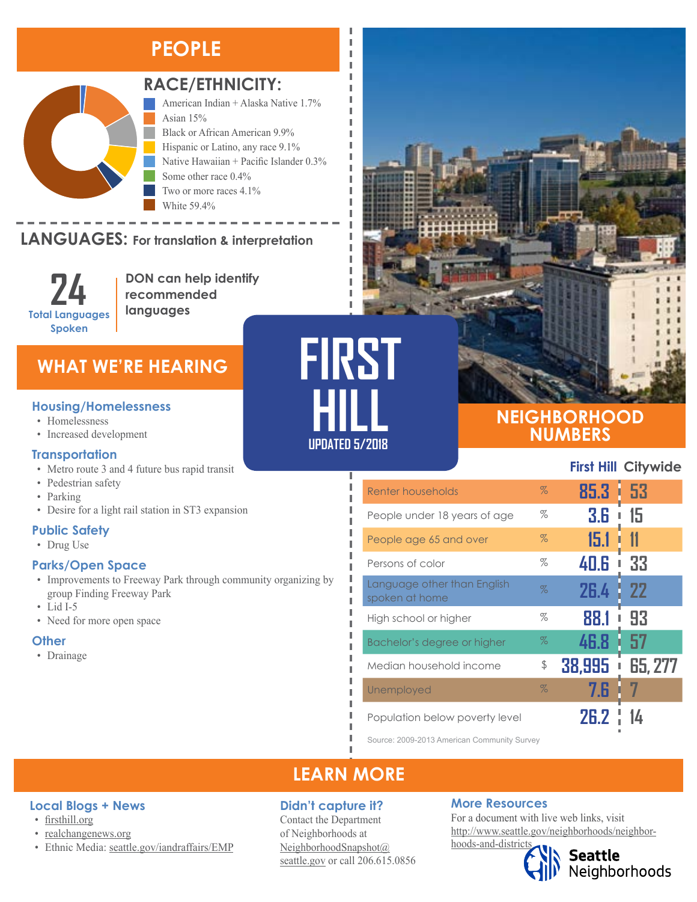# FIRST HILL

UPDATED 5/2018

## PEOPLE

### RACE/ETHNICITY:

- American Indian + Alaska Native 1.7%
- Asian 15%
- Black or African American 9.9%
- Hispanic or Latino, any race 9.1%
- Native Hawaiian + Pacific Islander 0.3%
- Some other race 0.4%
- Two or more races 4.1%
- White 59.4%

### LANGUAGES: For translation & interpretation

**24** Total Languages Spoken

DON can help identify recommended languages

## WHAT WE'RE HEARING

### Housing/Homelessness

- Homelessness
- Increased development

### Transportation

- Metro route 3 and 4 future bus rapid transit
- Pedestrian safety
- Parking
- Desire for a light rail station in ST3 expansion

### Public Safety

- Drug Use

### Parks/Open Space

- Improvements to Freeway Park through community organizing by group Finding Freeway Park
- Lid I-5
- Need for more open space

### Other

- Drainage

## NEIGHBORHOOD NUMBERS

| | | First Hill | Citywide |
|---|---|---|---|
| Renter households | % | 85.3 | 53 |
| People under 18 years of age | % | 3.6 | 15 |
| People age 65 and over | % | 15.1 | 11 |
| Persons of color | % | 40.6 | 33 |
| Language other than English spoken at home | % | 26.4 | 22 |
| High school or higher | % | 88.1 | 93 |
| Bachelor's degree or higher | % | 46.8 | 57 |
| Median household income | $ | 38,995 | 65, 277 |
| Unemployed | % | 7.6 | 7 |
| Population below poverty level | | 26.2 | 14 |

Source: 2009-2013 American Community Survey

## LEARN MORE

### Local Blogs + News

- firsthill.org
- realchangenews.org
- Ethnic Media: seattle.gov/iandraffairs/EMP

### Didn't capture it?

Contact the Department of Neighborhoods at NeighborhoodSnapshot@seattle.gov or call 206.615.0856

### More Resources

For a document with live web links, visit http://www.seattle.gov/neighborhoods/neighborhoods-and-districts

Seattle Neighborhoods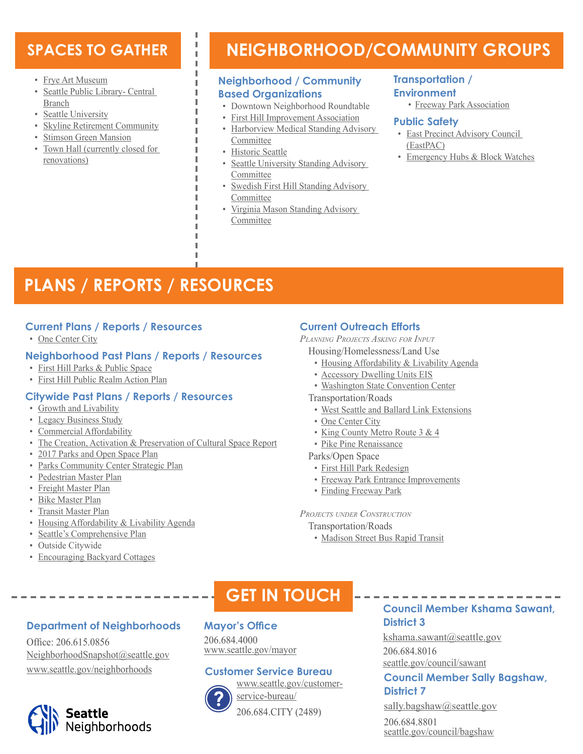## SPACES TO GATHER

- Frye Art Museum
- Seattle Public Library- Central Branch
- Seattle University
- Skyline Retirement Community
- Stimson Green Mansion
- Town Hall (currently closed for renovations)

## NEIGHBORHOOD/COMMUNITY GROUPS

### Neighborhood / Community Based Organizations

- Downtown Neighborhood Roundtable
- First Hill Improvement Association
- Harborview Medical Standing Advisory Committee
- Historic Seattle
- Seattle University Standing Advisory Committee
- Swedish First Hill Standing Advisory Committee
- Virginia Mason Standing Advisory Committee

### Transportation / Environment

- Freeway Park Association

### Public Safety

- East Precinct Advisory Council (EastPAC)
- Emergency Hubs & Block Watches

## PLANS / REPORTS / RESOURCES

### Current Plans / Reports / Resources

- One Center City

### Neighborhood Past Plans / Reports / Resources

- First Hill Parks & Public Space
- First Hill Public Realm Action Plan

### Citywide Past Plans / Reports / Resources

- Growth and Livability
- Legacy Business Study
- Commercial Affordability
- The Creation, Activation & Preservation of Cultural Space Report
- 2017 Parks and Open Space Plan
- Parks Community Center Strategic Plan
- Pedestrian Master Plan
- Freight Master Plan
- Bike Master Plan
- Transit Master Plan
- Housing Affordability & Livability Agenda
- Seattle's Comprehensive Plan
- Outside Citywide
- Encouraging Backyard Cottages

### Current Outreach Efforts

*Planning Projects Asking for Input*

Housing/Homelessness/Land Use

- Housing Affordability & Livability Agenda
- Accessory Dwelling Units EIS
- Washington State Convention Center

Transportation/Roads

- West Seattle and Ballard Link Extensions
- One Center City
- King County Metro Route 3 & 4
- Pike Pine Renaissance

Parks/Open Space

- First Hill Park Redesign
- Freeway Park Entrance Improvements
- Finding Freeway Park

*Projects under Construction*

Transportation/Roads

- Madison Street Bus Rapid Transit

## GET IN TOUCH

### Department of Neighborhoods

Office: 206.615.0856
NeighborhoodSnapshot@seattle.gov
www.seattle.gov/neighborhoods

Seattle Neighborhoods

### Mayor's Office

206.684.4000
www.seattle.gov/mayor

### Customer Service Bureau

www.seattle.gov/customer-service-bureau/
206.684.CITY (2489)

### Council Member Kshama Sawant, District 3

kshama.sawant@seattle.gov
206.684.8016
seattle.gov/council/sawant

### Council Member Sally Bagshaw, District 7

sally.bagshaw@seattle.gov
206.684.8801
seattle.gov/council/bagshaw